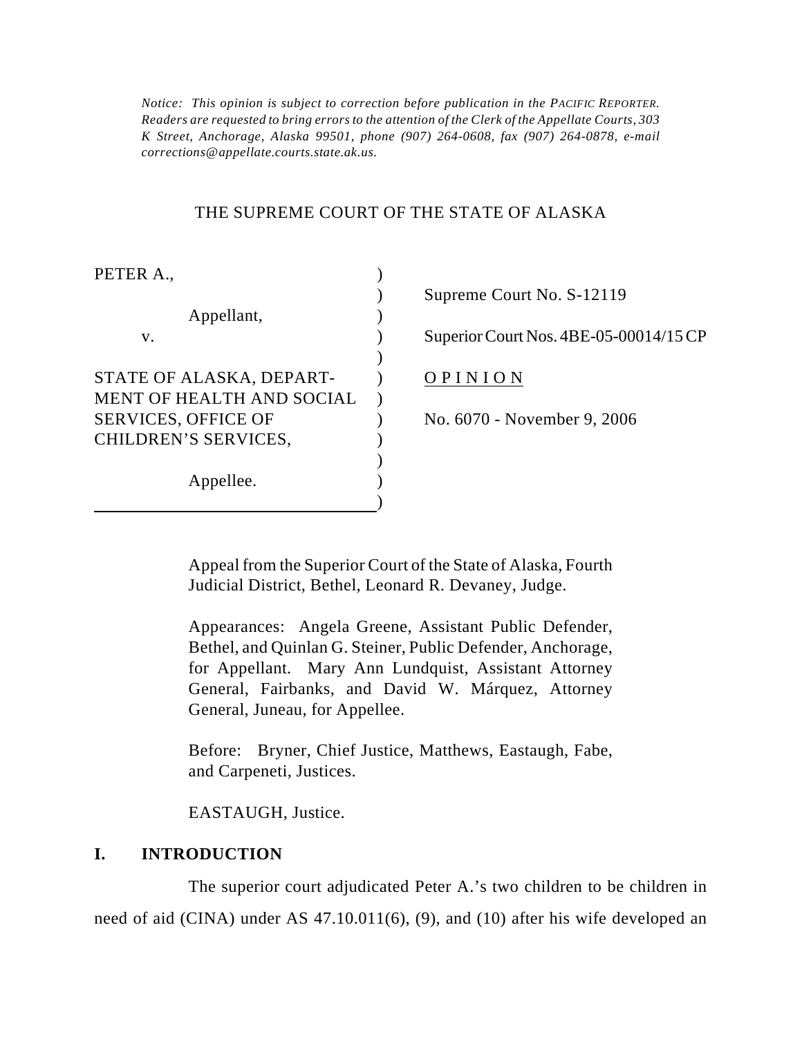*Notice: This opinion is subject to correction before publication in the PACIFIC REPORTER. Readers are requested to bring errors to the attention of the Clerk of the Appellate Courts, 303 K Street, Anchorage, Alaska 99501, phone (907) 264-0608, fax (907) 264-0878, e-mail corrections@appellate.courts.state.ak.us.*

THE SUPREME COURT OF THE STATE OF ALASKA

PETER A.,

Appellant,

v.

STATE OF ALASKA, DEPARTMENT OF HEALTH AND SOCIAL SERVICES, OFFICE OF CHILDREN'S SERVICES,

Appellee.

Supreme Court No. S-12119

Superior Court Nos. 4BE-05-00014/15 CP

O P I N I O N

No. 6070 - November 9, 2006

Appeal from the Superior Court of the State of Alaska, Fourth Judicial District, Bethel, Leonard R. Devaney, Judge.

Appearances: Angela Greene, Assistant Public Defender, Bethel, and Quinlan G. Steiner, Public Defender, Anchorage, for Appellant. Mary Ann Lundquist, Assistant Attorney General, Fairbanks, and David W. Márquez, Attorney General, Juneau, for Appellee.

Before: Bryner, Chief Justice, Matthews, Eastaugh, Fabe, and Carpeneti, Justices.

EASTAUGH, Justice.

## I. INTRODUCTION

The superior court adjudicated Peter A.'s two children to be children in need of aid (CINA) under AS 47.10.011(6), (9), and (10) after his wife developed an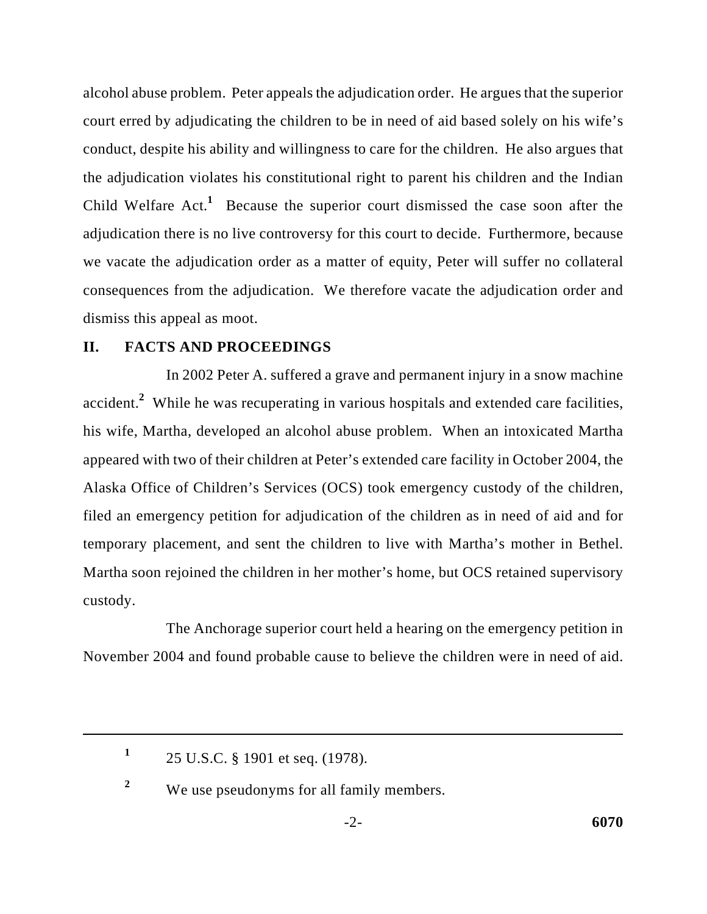alcohol abuse problem. Peter appeals the adjudication order. He argues that the superior court erred by adjudicating the children to be in need of aid based solely on his wife's conduct, despite his ability and willingness to care for the children. He also argues that the adjudication violates his constitutional right to parent his children and the Indian Child Welfare Act.[1] Because the superior court dismissed the case soon after the adjudication there is no live controversy for this court to decide. Furthermore, because we vacate the adjudication order as a matter of equity, Peter will suffer no collateral consequences from the adjudication. We therefore vacate the adjudication order and dismiss this appeal as moot.

## II. FACTS AND PROCEEDINGS

In 2002 Peter A. suffered a grave and permanent injury in a snow machine accident.[2] While he was recuperating in various hospitals and extended care facilities, his wife, Martha, developed an alcohol abuse problem. When an intoxicated Martha appeared with two of their children at Peter's extended care facility in October 2004, the Alaska Office of Children's Services (OCS) took emergency custody of the children, filed an emergency petition for adjudication of the children as in need of aid and for temporary placement, and sent the children to live with Martha's mother in Bethel. Martha soon rejoined the children in her mother's home, but OCS retained supervisory custody.

The Anchorage superior court held a hearing on the emergency petition in November 2004 and found probable cause to believe the children were in need of aid.

---

[1] 25 U.S.C. § 1901 et seq. (1978).

[2] We use pseudonyms for all family members.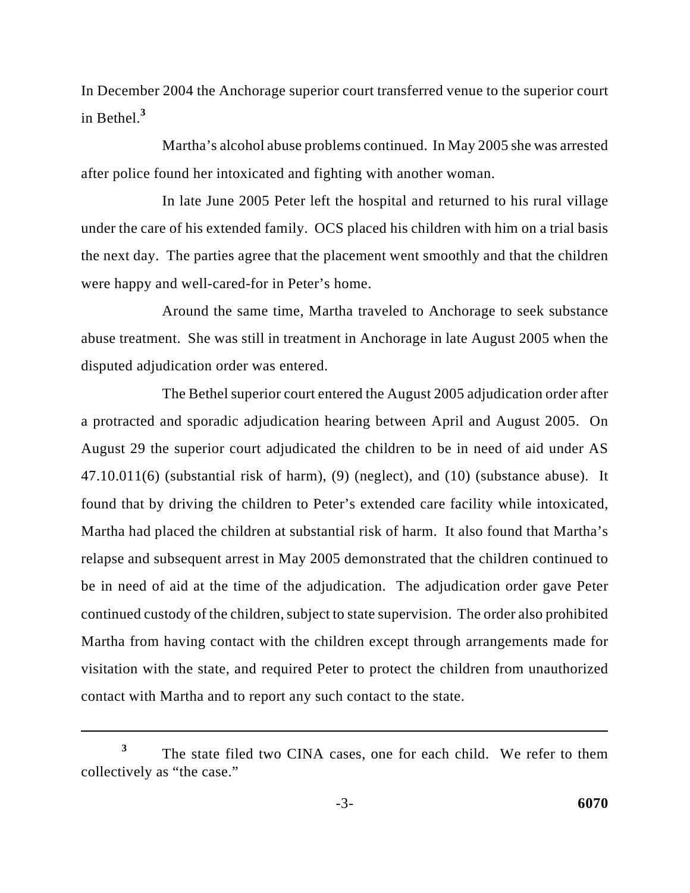In December 2004 the Anchorage superior court transferred venue to the superior court in Bethel.[3]

Martha's alcohol abuse problems continued. In May 2005 she was arrested after police found her intoxicated and fighting with another woman.

In late June 2005 Peter left the hospital and returned to his rural village under the care of his extended family. OCS placed his children with him on a trial basis the next day. The parties agree that the placement went smoothly and that the children were happy and well-cared-for in Peter's home.

Around the same time, Martha traveled to Anchorage to seek substance abuse treatment. She was still in treatment in Anchorage in late August 2005 when the disputed adjudication order was entered.

The Bethel superior court entered the August 2005 adjudication order after a protracted and sporadic adjudication hearing between April and August 2005. On August 29 the superior court adjudicated the children to be in need of aid under AS 47.10.011(6) (substantial risk of harm), (9) (neglect), and (10) (substance abuse). It found that by driving the children to Peter's extended care facility while intoxicated, Martha had placed the children at substantial risk of harm. It also found that Martha's relapse and subsequent arrest in May 2005 demonstrated that the children continued to be in need of aid at the time of the adjudication. The adjudication order gave Peter continued custody of the children, subject to state supervision. The order also prohibited Martha from having contact with the children except through arrangements made for visitation with the state, and required Peter to protect the children from unauthorized contact with Martha and to report any such contact to the state.

---

[3] The state filed two CINA cases, one for each child. We refer to them collectively as "the case."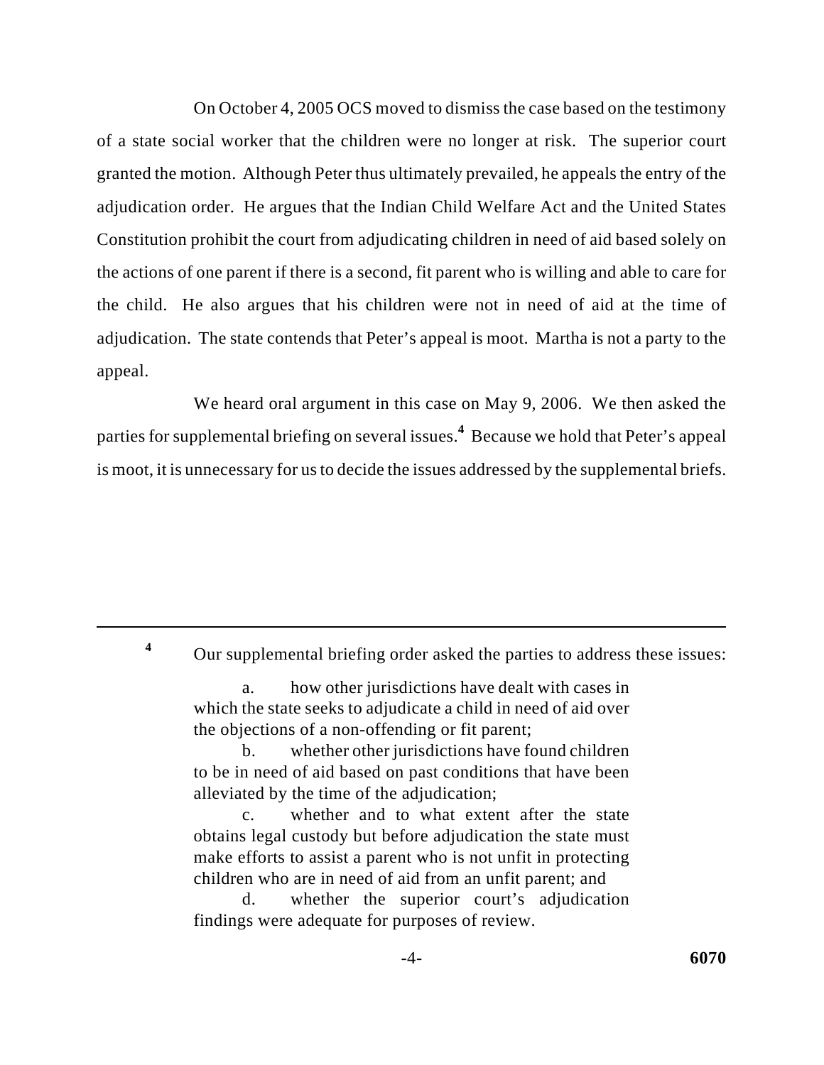On October 4, 2005 OCS moved to dismiss the case based on the testimony of a state social worker that the children were no longer at risk. The superior court granted the motion. Although Peter thus ultimately prevailed, he appeals the entry of the adjudication order. He argues that the Indian Child Welfare Act and the United States Constitution prohibit the court from adjudicating children in need of aid based solely on the actions of one parent if there is a second, fit parent who is willing and able to care for the child. He also argues that his children were not in need of aid at the time of adjudication. The state contends that Peter's appeal is moot. Martha is not a party to the appeal.

We heard oral argument in this case on May 9, 2006. We then asked the parties for supplemental briefing on several issues.[4] Because we hold that Peter's appeal is moot, it is unnecessary for us to decide the issues addressed by the supplemental briefs.

---

[4] Our supplemental briefing order asked the parties to address these issues:

> a. how other jurisdictions have dealt with cases in which the state seeks to adjudicate a child in need of aid over the objections of a non-offending or fit parent;
>
> b. whether other jurisdictions have found children to be in need of aid based on past conditions that have been alleviated by the time of the adjudication;
>
> c. whether and to what extent after the state obtains legal custody but before adjudication the state must make efforts to assist a parent who is not unfit in protecting children who are in need of aid from an unfit parent; and
>
> d. whether the superior court's adjudication findings were adequate for purposes of review.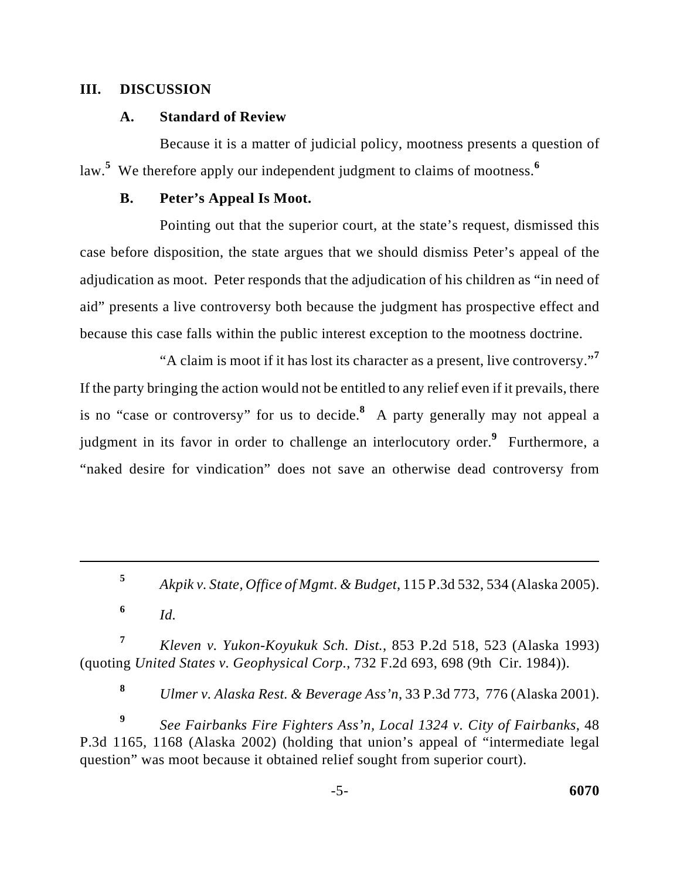## III. DISCUSSION

### A. Standard of Review

Because it is a matter of judicial policy, mootness presents a question of law.[5] We therefore apply our independent judgment to claims of mootness.[6]

### B. Peter's Appeal Is Moot.

Pointing out that the superior court, at the state's request, dismissed this case before disposition, the state argues that we should dismiss Peter's appeal of the adjudication as moot. Peter responds that the adjudication of his children as "in need of aid" presents a live controversy both because the judgment has prospective effect and because this case falls within the public interest exception to the mootness doctrine.

"A claim is moot if it has lost its character as a present, live controversy."[7] If the party bringing the action would not be entitled to any relief even if it prevails, there is no "case or controversy" for us to decide.[8] A party generally may not appeal a judgment in its favor in order to challenge an interlocutory order.[9] Furthermore, a "naked desire for vindication" does not save an otherwise dead controversy from

---

[5] *Akpik v. State, Office of Mgmt. & Budget*, 115 P.3d 532, 534 (Alaska 2005).

[6] *Id.*

[7] *Kleven v. Yukon-Koyukuk Sch. Dist.*, 853 P.2d 518, 523 (Alaska 1993) (quoting *United States v. Geophysical Corp.*, 732 F.2d 693, 698 (9th Cir. 1984)).

[8] *Ulmer v. Alaska Rest. & Beverage Ass'n*, 33 P.3d 773, 776 (Alaska 2001).

[9] *See Fairbanks Fire Fighters Ass'n, Local 1324 v. City of Fairbanks*, 48 P.3d 1165, 1168 (Alaska 2002) (holding that union's appeal of "intermediate legal question" was moot because it obtained relief sought from superior court).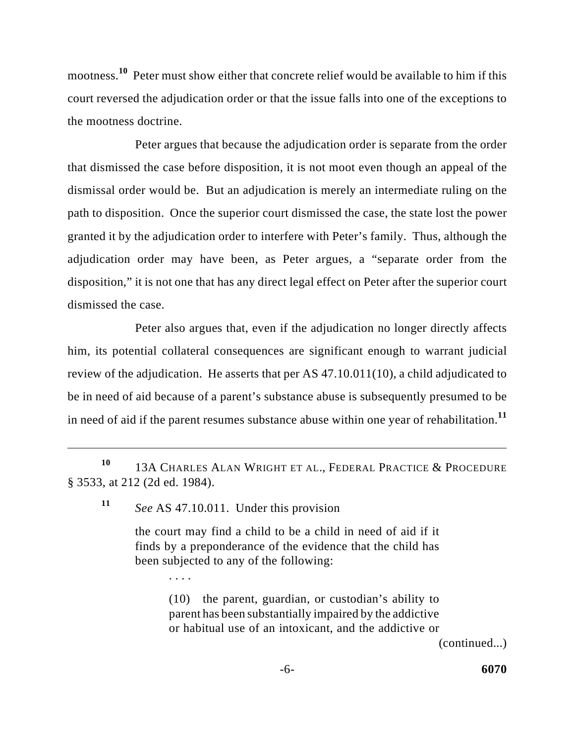mootness.[10] Peter must show either that concrete relief would be available to him if this court reversed the adjudication order or that the issue falls into one of the exceptions to the mootness doctrine.

Peter argues that because the adjudication order is separate from the order that dismissed the case before disposition, it is not moot even though an appeal of the dismissal order would be. But an adjudication is merely an intermediate ruling on the path to disposition. Once the superior court dismissed the case, the state lost the power granted it by the adjudication order to interfere with Peter's family. Thus, although the adjudication order may have been, as Peter argues, a "separate order from the disposition," it is not one that has any direct legal effect on Peter after the superior court dismissed the case.

Peter also argues that, even if the adjudication no longer directly affects him, its potential collateral consequences are significant enough to warrant judicial review of the adjudication. He asserts that per AS 47.10.011(10), a child adjudicated to be in need of aid because of a parent's substance abuse is subsequently presumed to be in need of aid if the parent resumes substance abuse within one year of rehabilitation.[11]

---

[10] 13A Charles Alan Wright et al., Federal Practice & Procedure § 3533, at 212 (2d ed. 1984).

[11] *See* AS 47.10.011. Under this provision

> the court may find a child to be a child in need of aid if it finds by a preponderance of the evidence that the child has been subjected to any of the following:
>
> . . . .
>
> (10) the parent, guardian, or custodian's ability to parent has been substantially impaired by the addictive or habitual use of an intoxicant, and the addictive or

(continued...)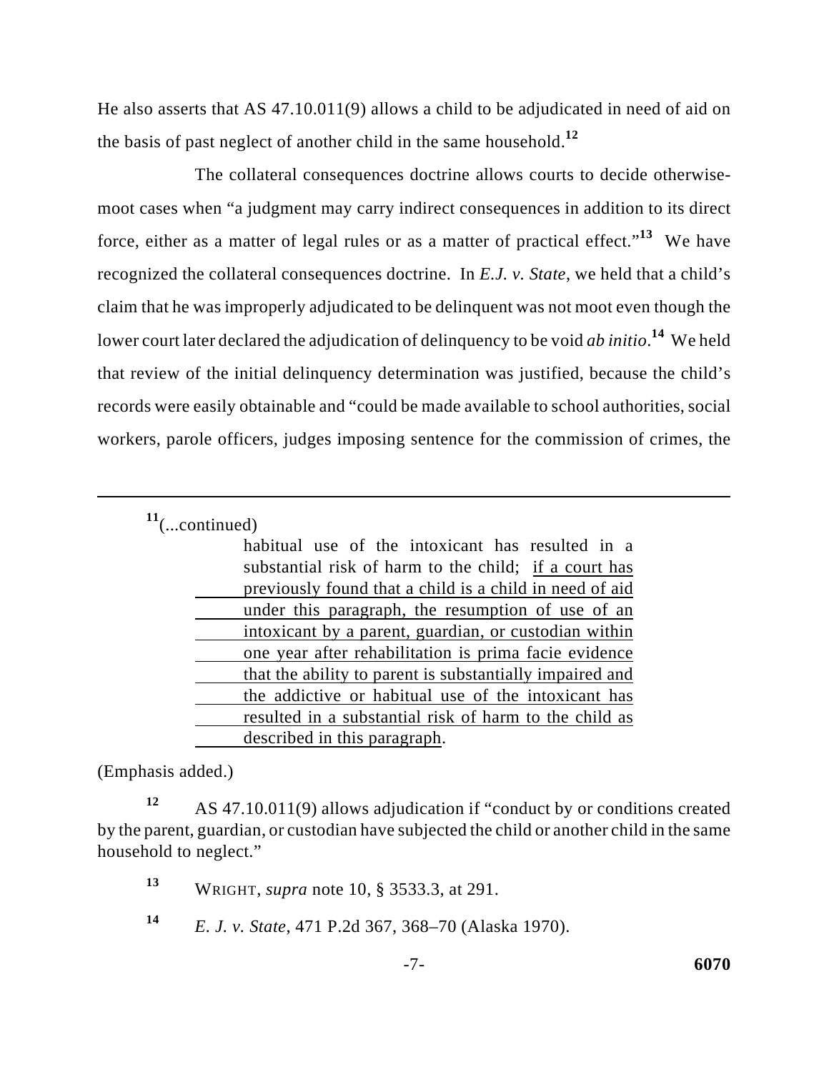He also asserts that AS 47.10.011(9) allows a child to be adjudicated in need of aid on the basis of past neglect of another child in the same household.[12]

The collateral consequences doctrine allows courts to decide otherwise-moot cases when "a judgment may carry indirect consequences in addition to its direct force, either as a matter of legal rules or as a matter of practical effect."[13] We have recognized the collateral consequences doctrine. In *E.J. v. State*, we held that a child's claim that he was improperly adjudicated to be delinquent was not moot even though the lower court later declared the adjudication of delinquency to be void *ab initio*.[14] We held that review of the initial delinquency determination was justified, because the child's records were easily obtainable and "could be made available to school authorities, social workers, parole officers, judges imposing sentence for the commission of crimes, the

---

[11](...continued)

> habitual use of the intoxicant has resulted in a substantial risk of harm to the child; <u>if a court has previously found that a child is a child in need of aid under this paragraph, the resumption of use of an intoxicant by a parent, guardian, or custodian within one year after rehabilitation is prima facie evidence that the ability to parent is substantially impaired and the addictive or habitual use of the intoxicant has resulted in a substantial risk of harm to the child as described in this paragraph</u>.

(Emphasis added.)

[12] AS 47.10.011(9) allows adjudication if "conduct by or conditions created by the parent, guardian, or custodian have subjected the child or another child in the same household to neglect."

[13] WRIGHT, *supra* note 10, § 3533.3, at 291.

[14] *E. J. v. State*, 471 P.2d 367, 368–70 (Alaska 1970).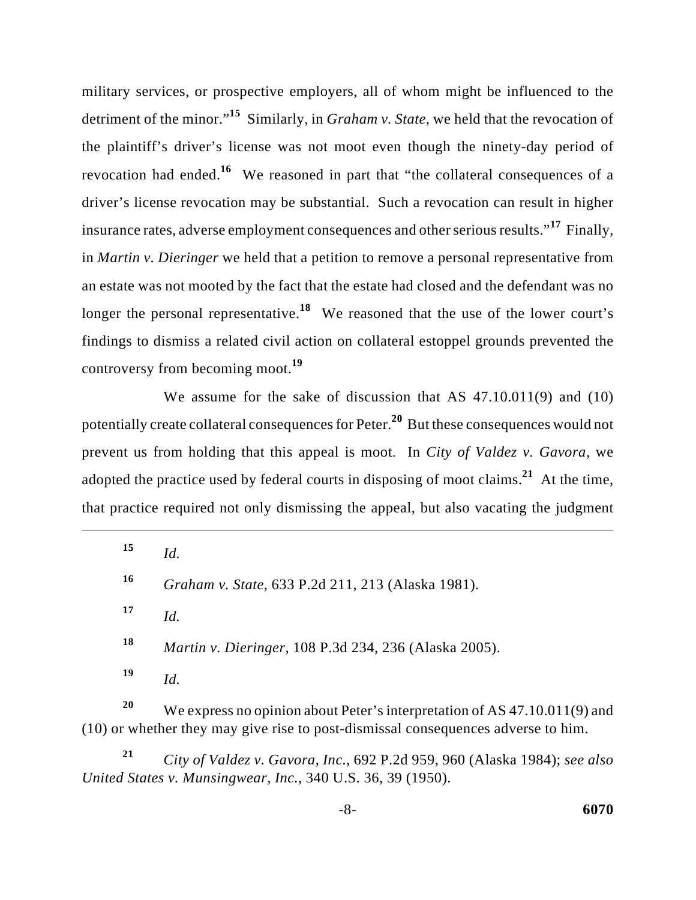military services, or prospective employers, all of whom might be influenced to the detriment of the minor."[15] Similarly, in *Graham v. State*, we held that the revocation of the plaintiff's driver's license was not moot even though the ninety-day period of revocation had ended.[16] We reasoned in part that "the collateral consequences of a driver's license revocation may be substantial. Such a revocation can result in higher insurance rates, adverse employment consequences and other serious results."[17] Finally, in *Martin v. Dieringer* we held that a petition to remove a personal representative from an estate was not mooted by the fact that the estate had closed and the defendant was no longer the personal representative.[18] We reasoned that the use of the lower court's findings to dismiss a related civil action on collateral estoppel grounds prevented the controversy from becoming moot.[19]

We assume for the sake of discussion that AS 47.10.011(9) and (10) potentially create collateral consequences for Peter.[20] But these consequences would not prevent us from holding that this appeal is moot. In *City of Valdez v. Gavora*, we adopted the practice used by federal courts in disposing of moot claims.[21] At the time, that practice required not only dismissing the appeal, but also vacating the judgment

---

[15] *Id.*

[16] *Graham v. State*, 633 P.2d 211, 213 (Alaska 1981).

[17] *Id.*

[18] *Martin v. Dieringer*, 108 P.3d 234, 236 (Alaska 2005).

[19] *Id.*

[20] We express no opinion about Peter's interpretation of AS 47.10.011(9) and (10) or whether they may give rise to post-dismissal consequences adverse to him.

[21] *City of Valdez v. Gavora, Inc.*, 692 P.2d 959, 960 (Alaska 1984); *see also United States v. Munsingwear, Inc.*, 340 U.S. 36, 39 (1950).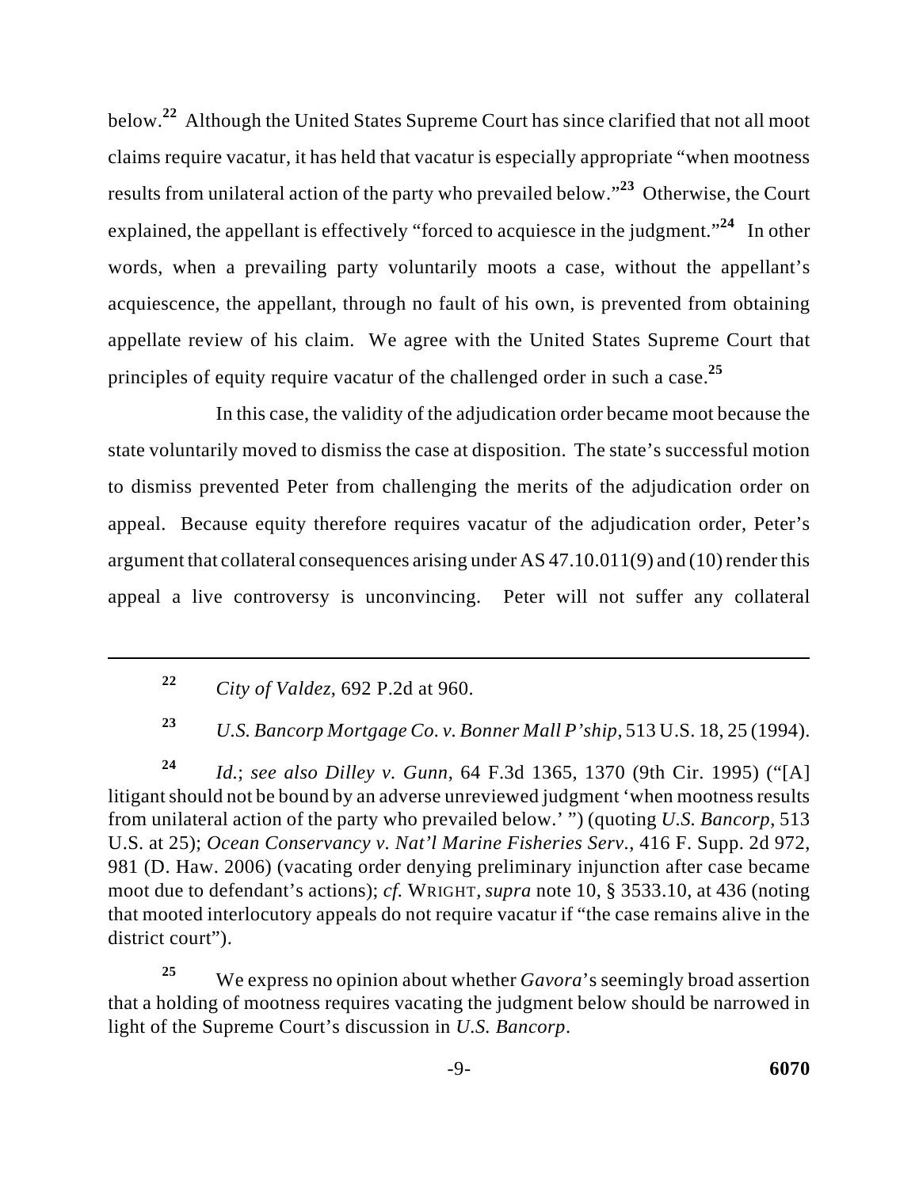below.[22] Although the United States Supreme Court has since clarified that not all moot claims require vacatur, it has held that vacatur is especially appropriate "when mootness results from unilateral action of the party who prevailed below."[23] Otherwise, the Court explained, the appellant is effectively "forced to acquiesce in the judgment."[24] In other words, when a prevailing party voluntarily moots a case, without the appellant's acquiescence, the appellant, through no fault of his own, is prevented from obtaining appellate review of his claim. We agree with the United States Supreme Court that principles of equity require vacatur of the challenged order in such a case.[25]

In this case, the validity of the adjudication order became moot because the state voluntarily moved to dismiss the case at disposition. The state's successful motion to dismiss prevented Peter from challenging the merits of the adjudication order on appeal. Because equity therefore requires vacatur of the adjudication order, Peter's argument that collateral consequences arising under AS 47.10.011(9) and (10) render this appeal a live controversy is unconvincing. Peter will not suffer any collateral

---

[22] *City of Valdez*, 692 P.2d at 960.

[23] *U.S. Bancorp Mortgage Co. v. Bonner Mall P'ship*, 513 U.S. 18, 25 (1994).

[24] *Id.*; *see also Dilley v. Gunn*, 64 F.3d 1365, 1370 (9th Cir. 1995) ("[A] litigant should not be bound by an adverse unreviewed judgment 'when mootness results from unilateral action of the party who prevailed below.' ") (quoting *U.S. Bancorp*, 513 U.S. at 25); *Ocean Conservancy v. Nat'l Marine Fisheries Serv.*, 416 F. Supp. 2d 972, 981 (D. Haw. 2006) (vacating order denying preliminary injunction after case became moot due to defendant's actions); *cf.* WRIGHT, *supra* note 10, § 3533.10, at 436 (noting that mooted interlocutory appeals do not require vacatur if "the case remains alive in the district court").

[25] We express no opinion about whether *Gavora*'s seemingly broad assertion that a holding of mootness requires vacating the judgment below should be narrowed in light of the Supreme Court's discussion in *U.S. Bancorp*.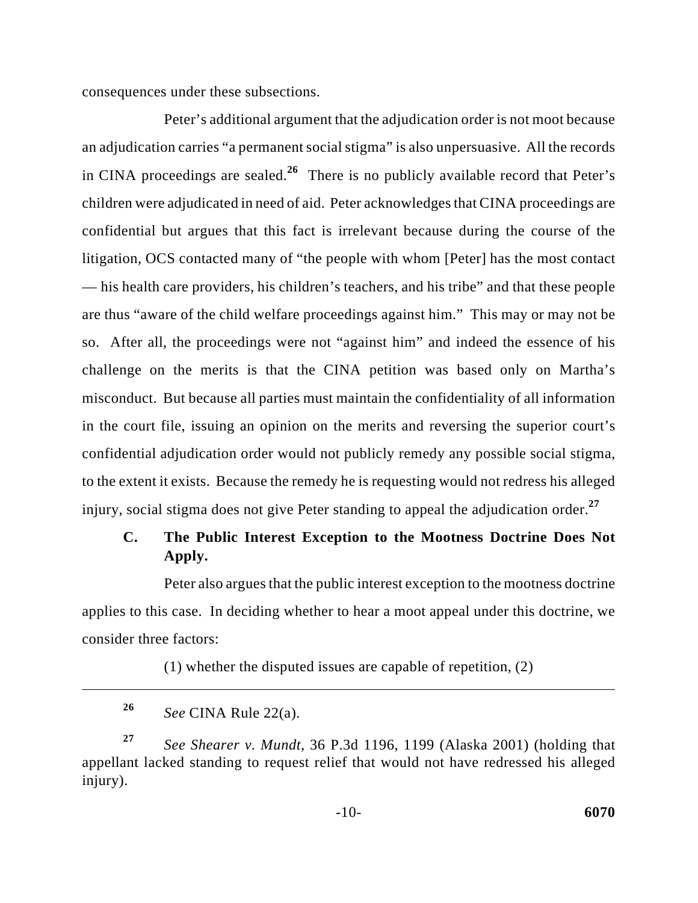consequences under these subsections.

Peter's additional argument that the adjudication order is not moot because an adjudication carries "a permanent social stigma" is also unpersuasive. All the records in CINA proceedings are sealed.[26] There is no publicly available record that Peter's children were adjudicated in need of aid. Peter acknowledges that CINA proceedings are confidential but argues that this fact is irrelevant because during the course of the litigation, OCS contacted many of "the people with whom [Peter] has the most contact — his health care providers, his children's teachers, and his tribe" and that these people are thus "aware of the child welfare proceedings against him." This may or may not be so. After all, the proceedings were not "against him" and indeed the essence of his challenge on the merits is that the CINA petition was based only on Martha's misconduct. But because all parties must maintain the confidentiality of all information in the court file, issuing an opinion on the merits and reversing the superior court's confidential adjudication order would not publicly remedy any possible social stigma, to the extent it exists. Because the remedy he is requesting would not redress his alleged injury, social stigma does not give Peter standing to appeal the adjudication order.[27]

### C. The Public Interest Exception to the Mootness Doctrine Does Not Apply.

Peter also argues that the public interest exception to the mootness doctrine applies to this case. In deciding whether to hear a moot appeal under this doctrine, we consider three factors:

> (1) whether the disputed issues are capable of repetition, (2)

---

[26] *See* CINA Rule 22(a).

[27] *See Shearer v. Mundt*, 36 P.3d 1196, 1199 (Alaska 2001) (holding that appellant lacked standing to request relief that would not have redressed his alleged injury).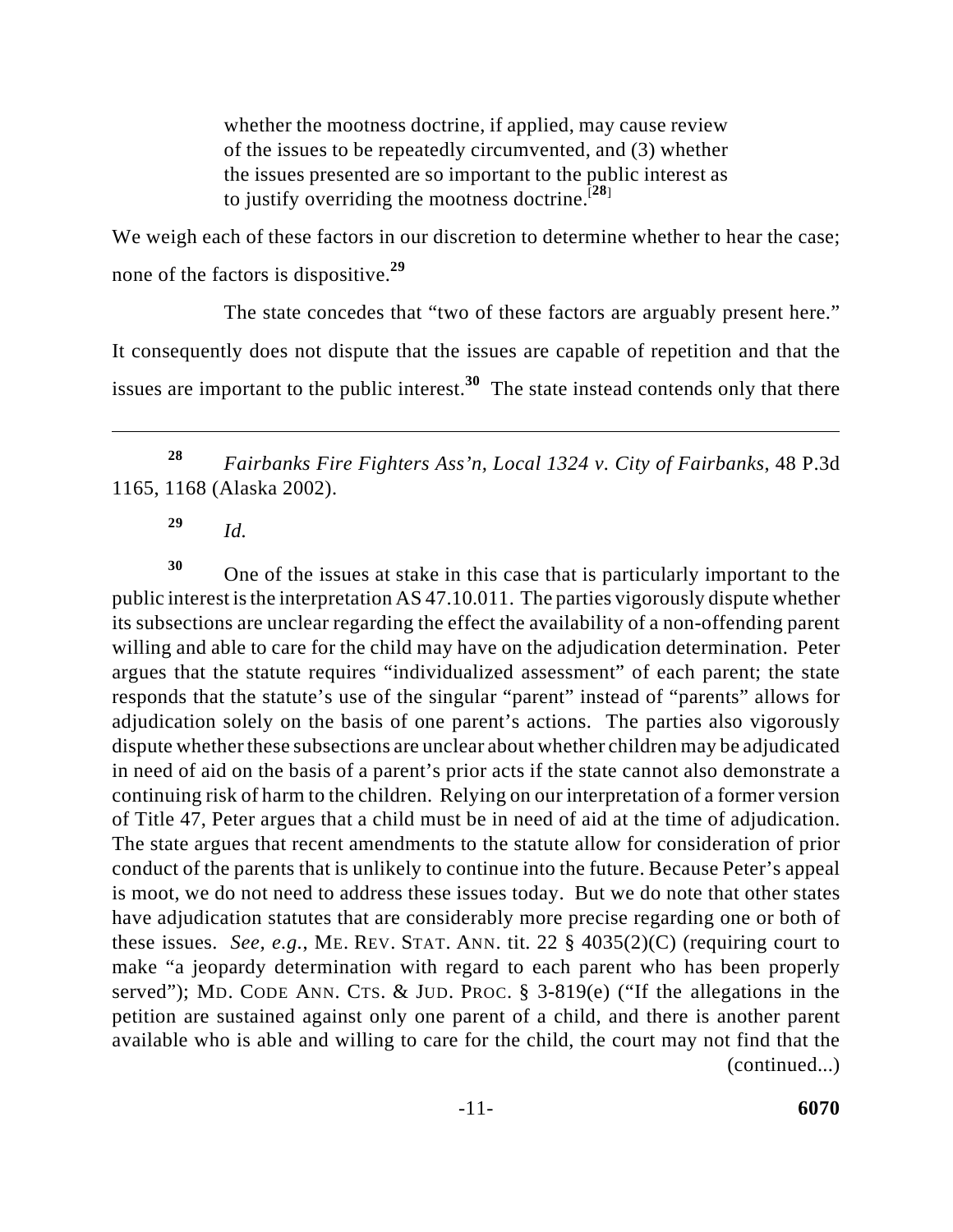> whether the mootness doctrine, if applied, may cause review of the issues to be repeatedly circumvented, and (3) whether the issues presented are so important to the public interest as to justify overriding the mootness doctrine.[28]

We weigh each of these factors in our discretion to determine whether to hear the case; none of the factors is dispositive.[29]

The state concedes that "two of these factors are arguably present here." It consequently does not dispute that the issues are capable of repetition and that the issues are important to the public interest.[30] The state instead contends only that there

---

[28] *Fairbanks Fire Fighters Ass'n, Local 1324 v. City of Fairbanks*, 48 P.3d 1165, 1168 (Alaska 2002).

[29] *Id.*

[30] One of the issues at stake in this case that is particularly important to the public interest is the interpretation AS 47.10.011. The parties vigorously dispute whether its subsections are unclear regarding the effect the availability of a non-offending parent willing and able to care for the child may have on the adjudication determination. Peter argues that the statute requires "individualized assessment" of each parent; the state responds that the statute's use of the singular "parent" instead of "parents" allows for adjudication solely on the basis of one parent's actions. The parties also vigorously dispute whether these subsections are unclear about whether children may be adjudicated in need of aid on the basis of a parent's prior acts if the state cannot also demonstrate a continuing risk of harm to the children. Relying on our interpretation of a former version of Title 47, Peter argues that a child must be in need of aid at the time of adjudication. The state argues that recent amendments to the statute allow for consideration of prior conduct of the parents that is unlikely to continue into the future. Because Peter's appeal is moot, we do not need to address these issues today. But we do note that other states have adjudication statutes that are considerably more precise regarding one or both of these issues. *See, e.g.*, ME. REV. STAT. ANN. tit. 22 § 4035(2)(C) (requiring court to make "a jeopardy determination with regard to each parent who has been properly served"); MD. CODE ANN. CTS. & JUD. PROC. § 3-819(e) ("If the allegations in the petition are sustained against only one parent of a child, and there is another parent available who is able and willing to care for the child, the court may not find that the (continued...)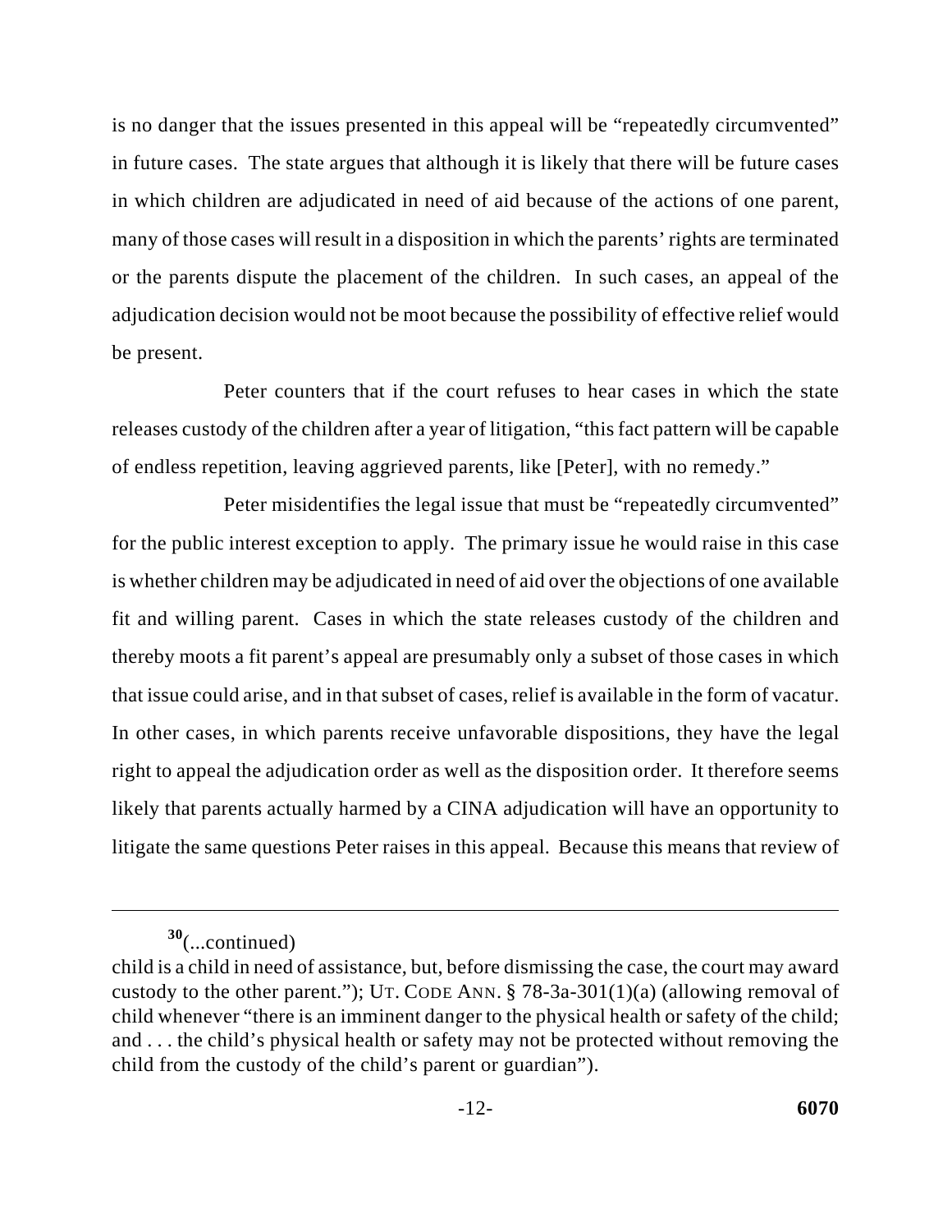is no danger that the issues presented in this appeal will be "repeatedly circumvented" in future cases. The state argues that although it is likely that there will be future cases in which children are adjudicated in need of aid because of the actions of one parent, many of those cases will result in a disposition in which the parents' rights are terminated or the parents dispute the placement of the children. In such cases, an appeal of the adjudication decision would not be moot because the possibility of effective relief would be present.

Peter counters that if the court refuses to hear cases in which the state releases custody of the children after a year of litigation, "this fact pattern will be capable of endless repetition, leaving aggrieved parents, like [Peter], with no remedy."

Peter misidentifies the legal issue that must be "repeatedly circumvented" for the public interest exception to apply. The primary issue he would raise in this case is whether children may be adjudicated in need of aid over the objections of one available fit and willing parent. Cases in which the state releases custody of the children and thereby moots a fit parent's appeal are presumably only a subset of those cases in which that issue could arise, and in that subset of cases, relief is available in the form of vacatur. In other cases, in which parents receive unfavorable dispositions, they have the legal right to appeal the adjudication order as well as the disposition order. It therefore seems likely that parents actually harmed by a CINA adjudication will have an opportunity to litigate the same questions Peter raises in this appeal. Because this means that review of

---

[30](...continued)
child is a child in need of assistance, but, before dismissing the case, the court may award custody to the other parent."); UT. CODE ANN. § 78-3a-301(1)(a) (allowing removal of child whenever "there is an imminent danger to the physical health or safety of the child; and . . . the child's physical health or safety may not be protected without removing the child from the custody of the child's parent or guardian").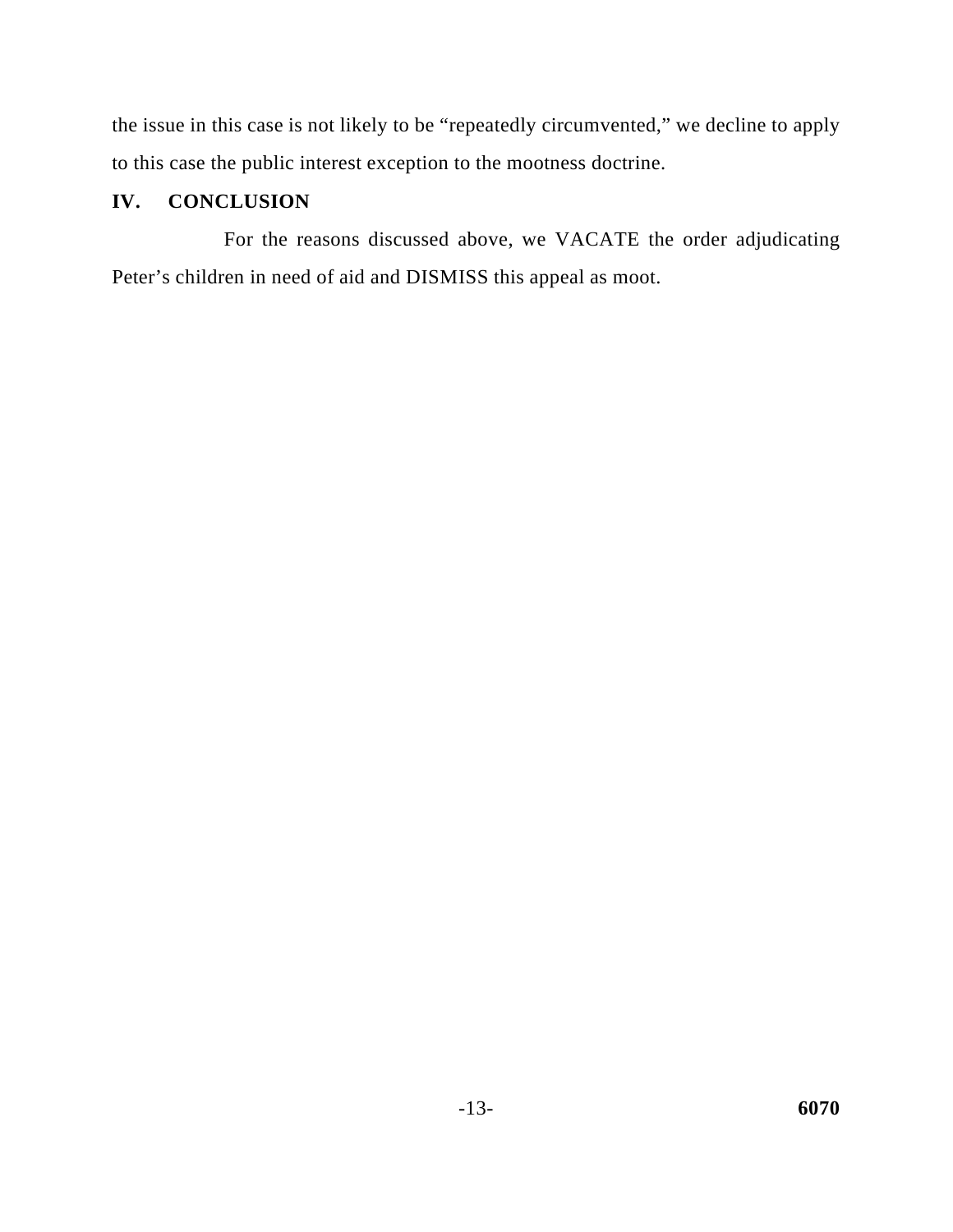the issue in this case is not likely to be "repeatedly circumvented," we decline to apply to this case the public interest exception to the mootness doctrine.

## IV. CONCLUSION

For the reasons discussed above, we VACATE the order adjudicating Peter's children in need of aid and DISMISS this appeal as moot.